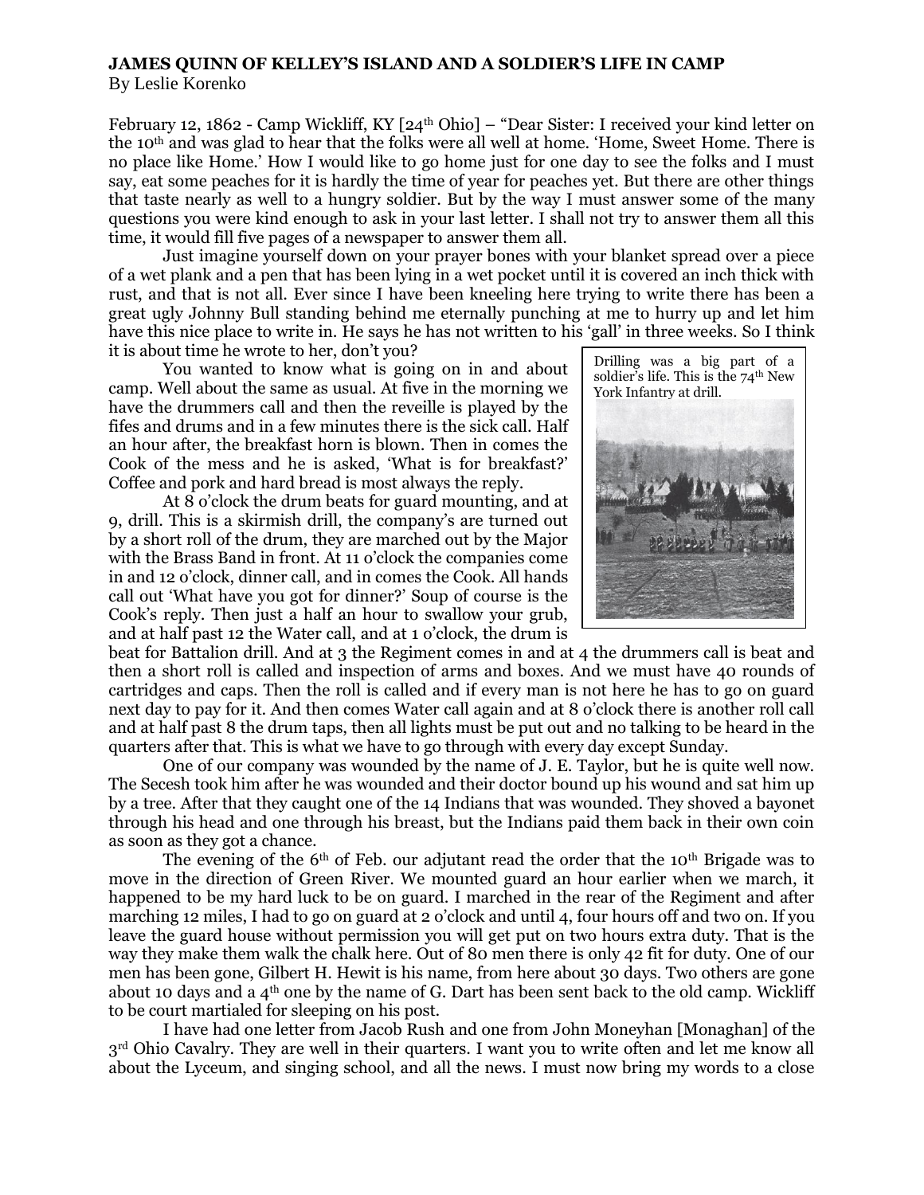**JAMES QUINN OF KELLEY'S ISLAND AND A SOLDIER'S LIFE IN CAMP**

By Leslie Korenko

February 12, 1862 - Camp Wickliff, KY [24th Ohio] – "Dear Sister: I received your kind letter on the 10th and was glad to hear that the folks were all well at home. 'Home, Sweet Home. There is no place like Home.' How I would like to go home just for one day to see the folks and I must say, eat some peaches for it is hardly the time of year for peaches yet. But there are other things that taste nearly as well to a hungry soldier. But by the way I must answer some of the many questions you were kind enough to ask in your last letter. I shall not try to answer them all this time, it would fill five pages of a newspaper to answer them all.

Just imagine yourself down on your prayer bones with your blanket spread over a piece of a wet plank and a pen that has been lying in a wet pocket until it is covered an inch thick with rust, and that is not all. Ever since I have been kneeling here trying to write there has been a great ugly Johnny Bull standing behind me eternally punching at me to hurry up and let him have this nice place to write in. He says he has not written to his 'gall' in three weeks. So I think it is about time he wrote to her, don't you?

Drilling was a big part of a soldier's life. This is the 74th New York Infantry at drill.

You wanted to know what is going on in and about camp. Well about the same as usual. At five in the morning we have the drummers call and then the reveille is played by the fifes and drums and in a few minutes there is the sick call. Half an hour after, the breakfast horn is blown. Then in comes the Cook of the mess and he is asked, 'What is for breakfast?' Coffee and pork and hard bread is most always the reply.

At 8 o'clock the drum beats for guard mounting, and at 9, drill. This is a skirmish drill, the company's are turned out by a short roll of the drum, they are marched out by the Major with the Brass Band in front. At 11 o'clock the companies come in and 12 o'clock, dinner call, and in comes the Cook. All hands call out 'What have you got for dinner?' Soup of course is the Cook's reply. Then just a half an hour to swallow your grub, and at half past 12 the Water call, and at 1 o'clock, the drum is beat for Battalion drill. And at 3 the Regiment comes in and at 4 the drummers call is beat and then a short roll is called and inspection of arms and boxes. And we must have 40 rounds of cartridges and caps. Then the roll is called and if every man is not here he has to go on guard next day to pay for it. And then comes Water call again and at 8 o'clock there is another roll call and at half past 8 the drum taps, then all lights must be put out and no talking to be heard in the quarters after that. This is what we have to go through with every day except Sunday.

One of our company was wounded by the name of J. E. Taylor, but he is quite well now. The Secesh took him after he was wounded and their doctor bound up his wound and sat him up by a tree. After that they caught one of the 14 Indians that was wounded. They shoved a bayonet through his head and one through his breast, but the Indians paid them back in their own coin as soon as they got a chance.

The evening of the 6th of Feb. our adjutant read the order that the 10th Brigade was to move in the direction of Green River. We mounted guard an hour earlier when we march, it happened to be my hard luck to be on guard. I marched in the rear of the Regiment and after marching 12 miles, I had to go on guard at 2 o'clock and until 4, four hours off and two on. If you leave the guard house without permission you will get put on two hours extra duty. That is the way they make them walk the chalk here. Out of 80 men there is only 42 fit for duty. One of our men has been gone, Gilbert H. Hewit is his name, from here about 30 days. Two others are gone about 10 days and a 4th one by the name of G. Dart has been sent back to the old camp. Wickliff to be court martialed for sleeping on his post.

I have had one letter from Jacob Rush and one from John Moneyhan [Monaghan] of the 3rd Ohio Cavalry. They are well in their quarters. I want you to write often and let me know all about the Lyceum, and singing school, and all the news. I must now bring my words to a close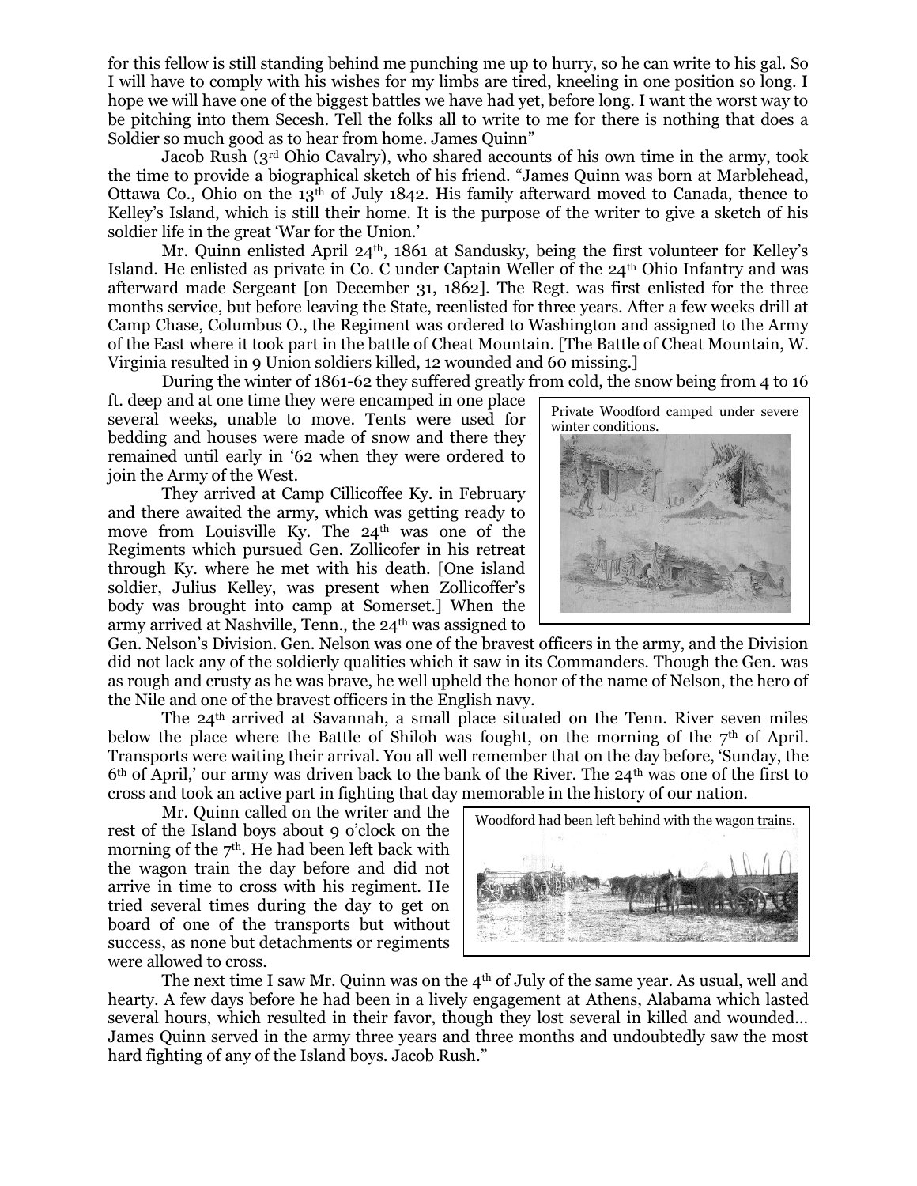for this fellow is still standing behind me punching me up to hurry, so he can write to his gal. So I will have to comply with his wishes for my limbs are tired, kneeling in one position so long. I hope we will have one of the biggest battles we have had yet, before long. I want the worst way to be pitching into them Secesh. Tell the folks all to write to me for there is nothing that does a Soldier so much good as to hear from home. James Quinn"

Jacob Rush (3rd Ohio Cavalry), who shared accounts of his own time in the army, took the time to provide a biographical sketch of his friend. "James Quinn was born at Marblehead, Ottawa Co., Ohio on the 13th of July 1842. His family afterward moved to Canada, thence to Kelley's Island, which is still their home. It is the purpose of the writer to give a sketch of his soldier life in the great 'War for the Union.'

Mr. Quinn enlisted April 24th, 1861 at Sandusky, being the first volunteer for Kelley's Island. He enlisted as private in Co. C under Captain Weller of the 24th Ohio Infantry and was afterward made Sergeant [on December 31, 1862]. The Regt. was first enlisted for the three months service, but before leaving the State, reenlisted for three years. After a few weeks drill at Camp Chase, Columbus O., the Regiment was ordered to Washington and assigned to the Army of the East where it took part in the battle of Cheat Mountain. [The Battle of Cheat Mountain, W. Virginia resulted in 9 Union soldiers killed, 12 wounded and 60 missing.]

During the winter of 1861-62 they suffered greatly from cold, the snow being from 4 to 16 ft. deep and at one time they were encamped in one place several weeks, unable to move. Tents were used for bedding and houses were made of snow and there they remained until early in '62 when they were ordered to join the Army of the West.

Private Woodford camped under severe winter conditions.

They arrived at Camp Cillicoffee Ky. in February and there awaited the army, which was getting ready to move from Louisville Ky. The 24th was one of the Regiments which pursued Gen. Zollicofer in his retreat through Ky. where he met with his death. [One island soldier, Julius Kelley, was present when Zollicoffer's body was brought into camp at Somerset.] When the army arrived at Nashville, Tenn., the 24th was assigned to Gen. Nelson's Division. Gen. Nelson was one of the bravest officers in the army, and the Division did not lack any of the soldierly qualities which it saw in its Commanders. Though the Gen. was as rough and crusty as he was brave, he well upheld the honor of the name of Nelson, the hero of the Nile and one of the bravest officers in the English navy.

The 24th arrived at Savannah, a small place situated on the Tenn. River seven miles below the place where the Battle of Shiloh was fought, on the morning of the 7th of April. Transports were waiting their arrival. You all well remember that on the day before, 'Sunday, the 6th of April,' our army was driven back to the bank of the River. The 24th was one of the first to cross and took an active part in fighting that day memorable in the history of our nation.

Mr. Quinn called on the writer and the rest of the Island boys about 9 o'clock on the morning of the 7th. He had been left back with the wagon train the day before and did not arrive in time to cross with his regiment. He tried several times during the day to get on board of one of the transports but without success, as none but detachments or regiments were allowed to cross.

Woodford had been left behind with the wagon trains.

The next time I saw Mr. Quinn was on the 4th of July of the same year. As usual, well and hearty. A few days before he had been in a lively engagement at Athens, Alabama which lasted several hours, which resulted in their favor, though they lost several in killed and wounded… James Quinn served in the army three years and three months and undoubtedly saw the most hard fighting of any of the Island boys. Jacob Rush."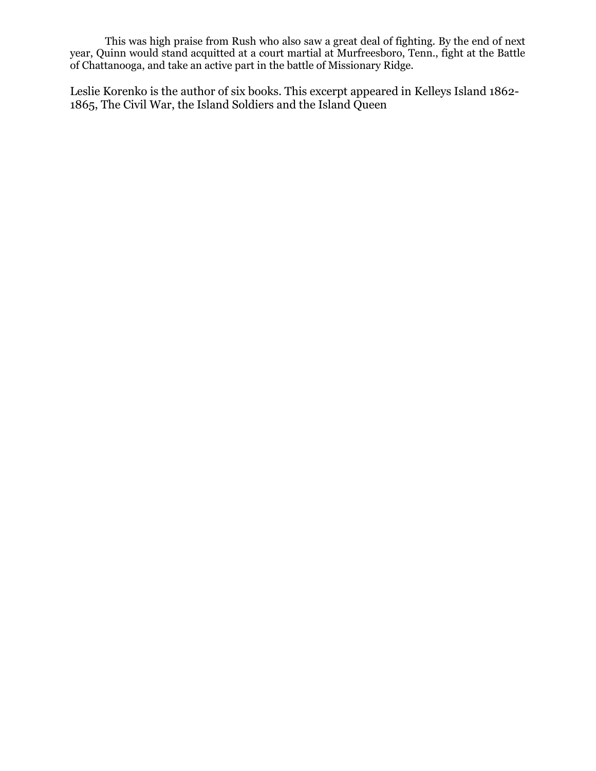This was high praise from Rush who also saw a great deal of fighting. By the end of next year, Quinn would stand acquitted at a court martial at Murfreesboro, Tenn., fight at the Battle of Chattanooga, and take an active part in the battle of Missionary Ridge.

Leslie Korenko is the author of six books. This excerpt appeared in Kelleys Island 1862-1865, The Civil War, the Island Soldiers and the Island Queen